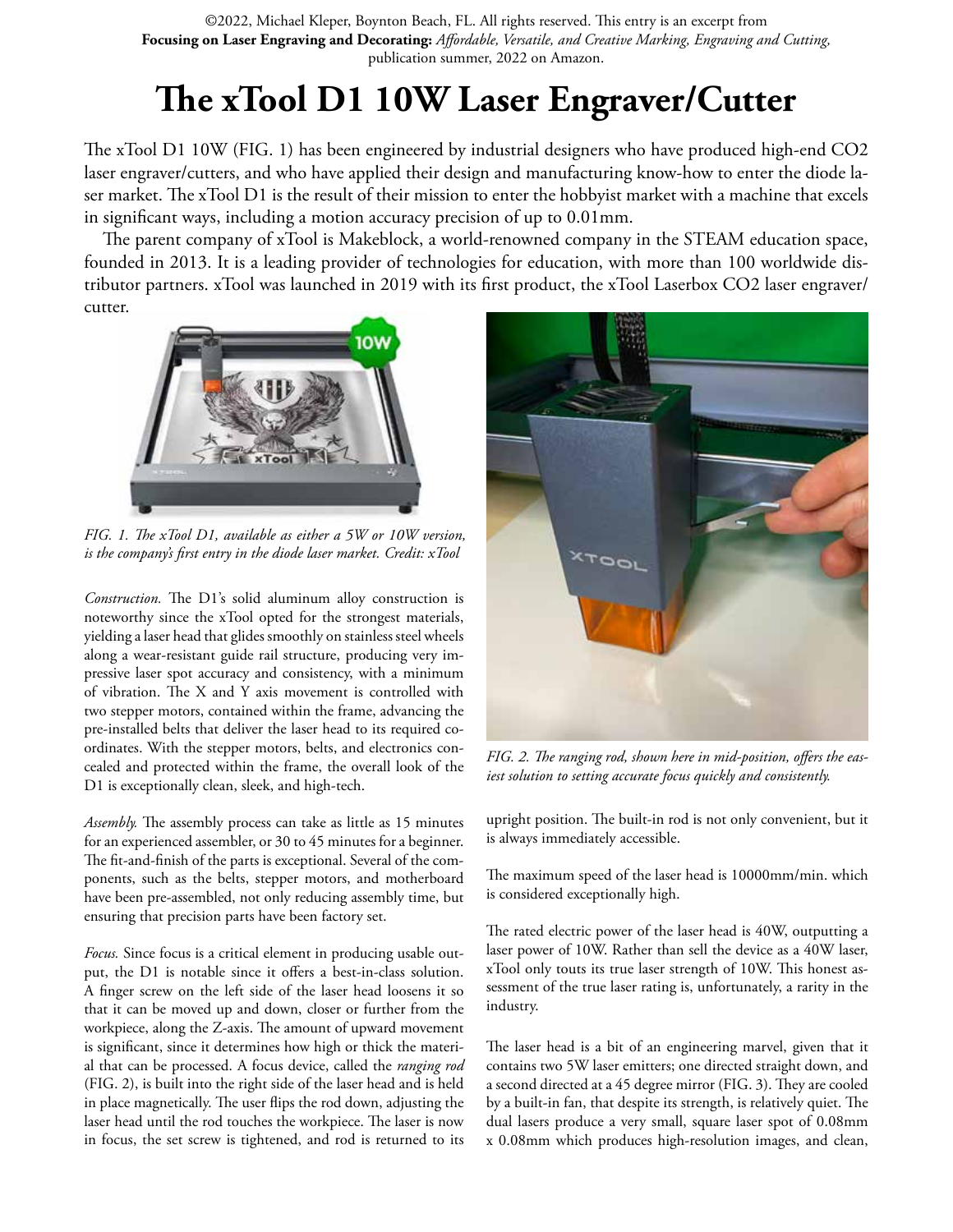©2022, Michael Kleper, Boynton Beach, FL. All rights reserved. This entry is an excerpt from **Focusing on Laser Engraving and Decorating:** *Affordable, Versatile, and Creative Marking, Engraving and Cutting,* publication summer, 2022 on Amazon.

# The xTool D1 10W Laser Engraver/Cutter

The xTool D1 10W (FIG. 1) has been engineered by industrial designers who have produced high-end CO2 laser engraver/cutters, and who have applied their design and manufacturing know-how to enter the diode laser market. The xTool D1 is the result of their mission to enter the hobbyist market with a machine that excels in significant ways, including a motion accuracy precision of up to 0.01mm.

The parent company of xTool is Makeblock, a world-renowned company in the STEAM education space, founded in 2013. It is a leading provider of technologies for education, with more than 100 worldwide distributor partners. xTool was launched in 2019 with its first product, the xTool Laserbox CO2 laser engraver/cutter.

*FIG. 1. The xTool D1, available as either a 5W or 10W version, is the company's first entry in the diode laser market. Credit: xTool*

*Construction.* The D1's solid aluminum alloy construction is noteworthy since the xTool opted for the strongest materials, yielding a laser head that glides smoothly on stainless steel wheels along a wear-resistant guide rail structure, producing very impressive laser spot accuracy and consistency, with a minimum of vibration. The X and Y axis movement is controlled with two stepper motors, contained within the frame, advancing the pre-installed belts that deliver the laser head to its required coordinates. With the stepper motors, belts, and electronics concealed and protected within the frame, the overall look of the D1 is exceptionally clean, sleek, and high-tech.

*Assembly.* The assembly process can take as little as 15 minutes for an experienced assembler, or 30 to 45 minutes for a beginner. The fit-and-finish of the parts is exceptional. Several of the components, such as the belts, stepper motors, and motherboard have been pre-assembled, not only reducing assembly time, but ensuring that precision parts have been factory set.

*Focus.* Since focus is a critical element in producing usable output, the D1 is notable since it offers a best-in-class solution. A finger screw on the left side of the laser head loosens it so that it can be moved up and down, closer or further from the workpiece, along the Z-axis. The amount of upward movement is significant, since it determines how high or thick the material that can be processed. A focus device, called the *ranging rod* (FIG. 2), is built into the right side of the laser head and is held in place magnetically. The user flips the rod down, adjusting the laser head until the rod touches the workpiece. The laser is now in focus, the set screw is tightened, and rod is returned to its upright position. The built-in rod is not only convenient, but it is always immediately accessible.

*FIG. 2. The ranging rod, shown here in mid-position, offers the easiest solution to setting accurate focus quickly and consistently.*

The maximum speed of the laser head is 10000mm/min. which is considered exceptionally high.

The rated electric power of the laser head is 40W, outputting a laser power of 10W. Rather than sell the device as a 40W laser, xTool only touts its true laser strength of 10W. This honest assessment of the true laser rating is, unfortunately, a rarity in the industry.

The laser head is a bit of an engineering marvel, given that it contains two 5W laser emitters; one directed straight down, and a second directed at a 45 degree mirror (FIG. 3). They are cooled by a built-in fan, that despite its strength, is relatively quiet. The dual lasers produce a very small, square laser spot of 0.08mm x 0.08mm which produces high-resolution images, and clean,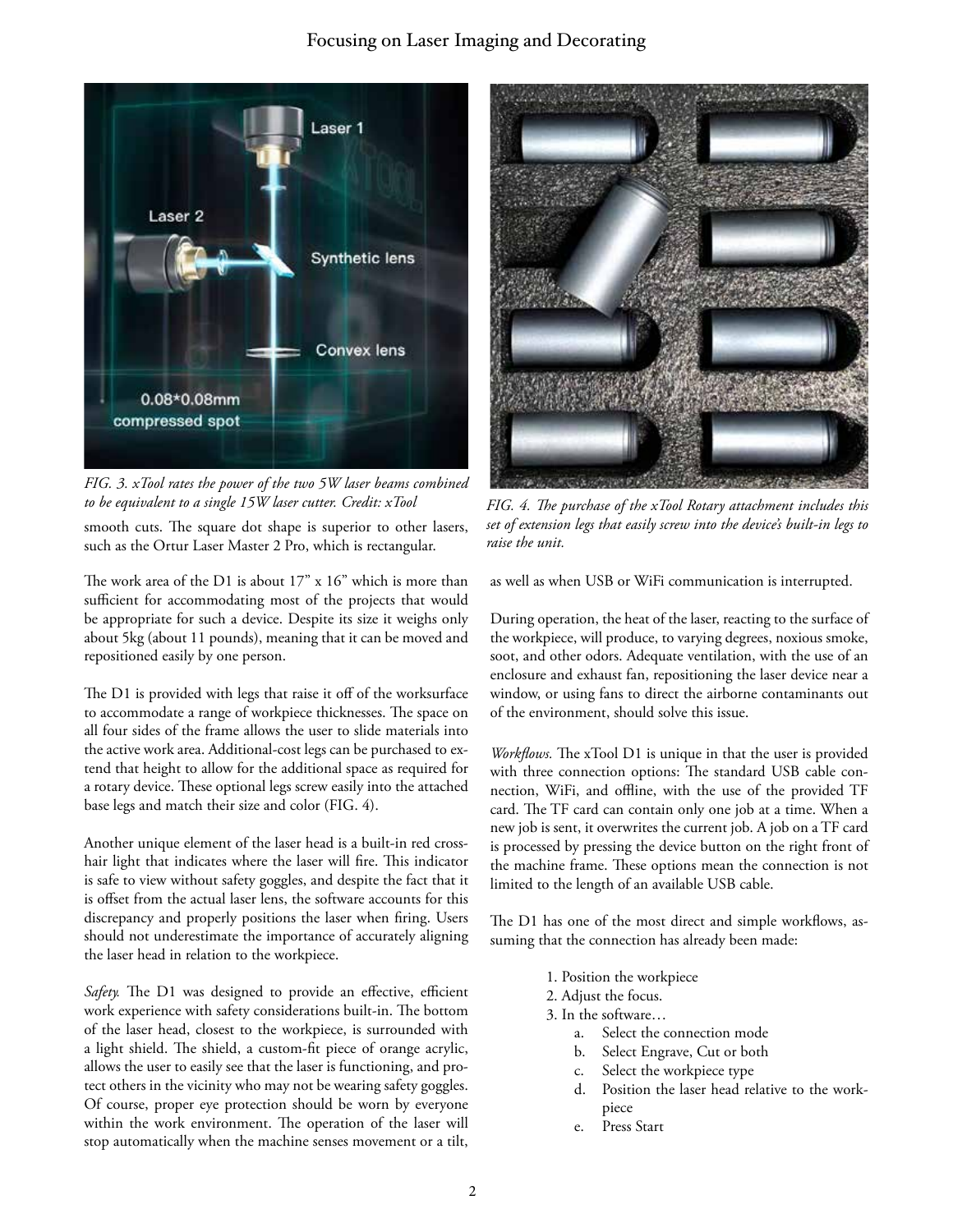FIG. 3. xTool rates the power of the two 5W laser beams combined to be equivalent to a single 15W laser cutter. Credit: xTool

smooth cuts. The square dot shape is superior to other lasers, such as the Ortur Laser Master 2 Pro, which is rectangular.

The work area of the D1 is about 17" x 16" which is more than sufficient for accommodating most of the projects that would be appropriate for such a device. Despite its size it weighs only about 5kg (about 11 pounds), meaning that it can be moved and repositioned easily by one person.

The D1 is provided with legs that raise it off of the worksurface to accommodate a range of workpiece thicknesses. The space on all four sides of the frame allows the user to slide materials into the active work area. Additional-cost legs can be purchased to extend that height to allow for the additional space as required for a rotary device. These optional legs screw easily into the attached base legs and match their size and color (FIG. 4).

Another unique element of the laser head is a built-in red crosshair light that indicates where the laser will fire. This indicator is safe to view without safety goggles, and despite the fact that it is offset from the actual laser lens, the software accounts for this discrepancy and properly positions the laser when firing. Users should not underestimate the importance of accurately aligning the laser head in relation to the workpiece.

*Safety.* The D1 was designed to provide an effective, efficient work experience with safety considerations built-in. The bottom of the laser head, closest to the workpiece, is surrounded with a light shield. The shield, a custom-fit piece of orange acrylic, allows the user to easily see that the laser is functioning, and protect others in the vicinity who may not be wearing safety goggles. Of course, proper eye protection should be worn by everyone within the work environment. The operation of the laser will stop automatically when the machine senses movement or a tilt, as well as when USB or WiFi communication is interrupted.

FIG. 4. The purchase of the xTool Rotary attachment includes this set of extension legs that easily screw into the device's built-in legs to raise the unit.

During operation, the heat of the laser, reacting to the surface of the workpiece, will produce, to varying degrees, noxious smoke, soot, and other odors. Adequate ventilation, with the use of an enclosure and exhaust fan, repositioning the laser device near a window, or using fans to direct the airborne contaminants out of the environment, should solve this issue.

*Workflows.* The xTool D1 is unique in that the user is provided with three connection options: The standard USB cable connection, WiFi, and offline, with the use of the provided TF card. The TF card can contain only one job at a time. When a new job is sent, it overwrites the current job. A job on a TF card is processed by pressing the device button on the right front of the machine frame. These options mean the connection is not limited to the length of an available USB cable.

The D1 has one of the most direct and simple workflows, assuming that the connection has already been made:

1. Position the workpiece
2. Adjust the focus.
3. In the software…
   a. Select the connection mode
   b. Select Engrave, Cut or both
   c. Select the workpiece type
   d. Position the laser head relative to the workpiece
   e. Press Start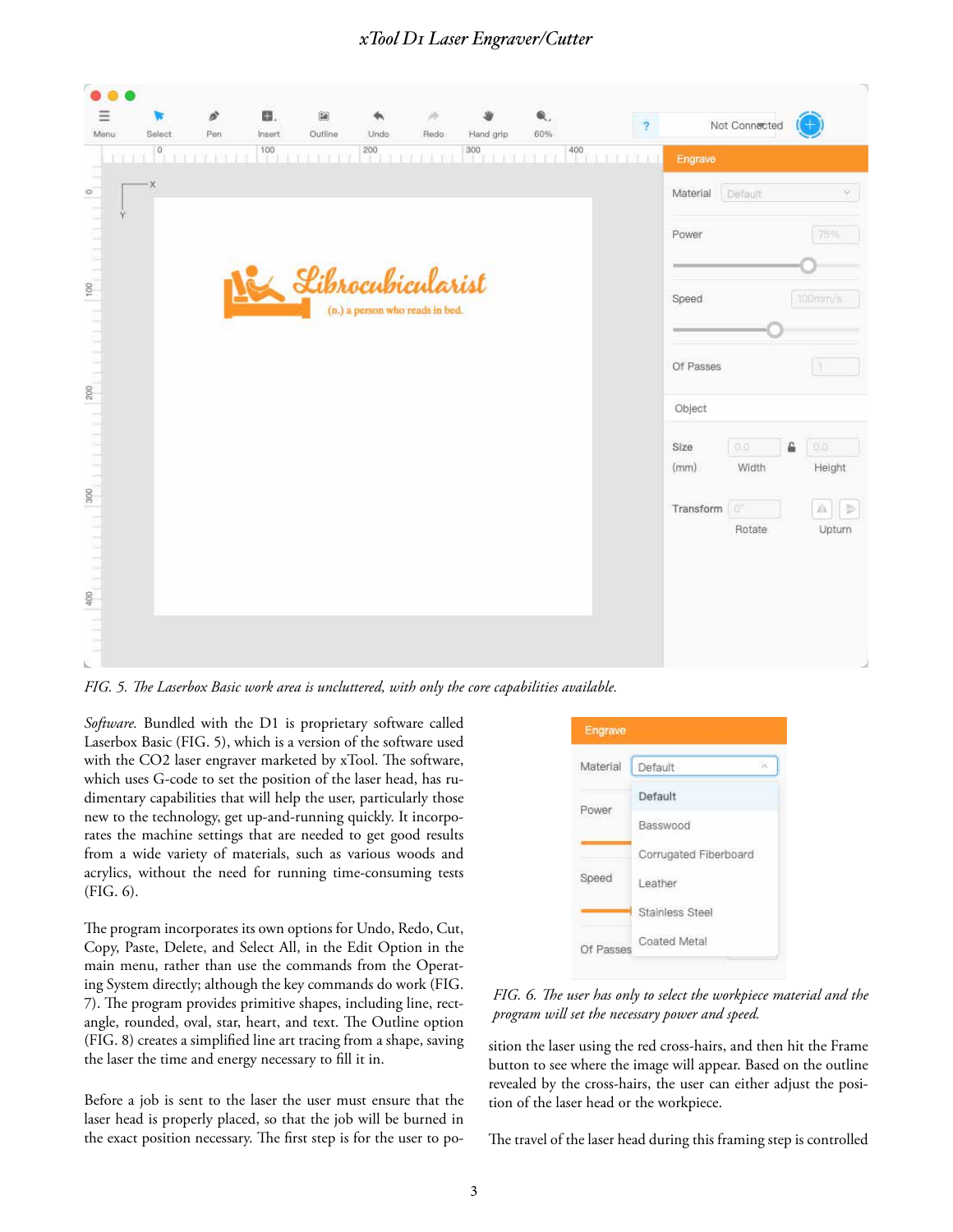*FIG. 5. The Laserbox Basic work area is uncluttered, with only the core capabilities available.*

*Software.* Bundled with the D1 is proprietary software called Laserbox Basic (FIG. 5), which is a version of the software used with the CO2 laser engraver marketed by xTool. The software, which uses G-code to set the position of the laser head, has rudimentary capabilities that will help the user, particularly those new to the technology, get up-and-running quickly. It incorporates the machine settings that are needed to get good results from a wide variety of materials, such as various woods and acrylics, without the need for running time-consuming tests (FIG. 6).

The program incorporates its own options for Undo, Redo, Cut, Copy, Paste, Delete, and Select All, in the Edit Option in the main menu, rather than use the commands from the Operating System directly; although the key commands do work (FIG. 7). The program provides primitive shapes, including line, rectangle, rounded, oval, star, heart, and text. The Outline option (FIG. 8) creates a simplified line art tracing from a shape, saving the laser the time and energy necessary to fill it in.

Before a job is sent to the laser the user must ensure that the laser head is properly placed, so that the job will be burned in the exact position necessary. The first step is for the user to position the laser using the red cross-hairs, and then hit the Frame button to see where the image will appear. Based on the outline revealed by the cross-hairs, the user can either adjust the position of the laser head or the workpiece.

*FIG. 6. The user has only to select the workpiece material and the program will set the necessary power and speed.*

The travel of the laser head during this framing step is controlled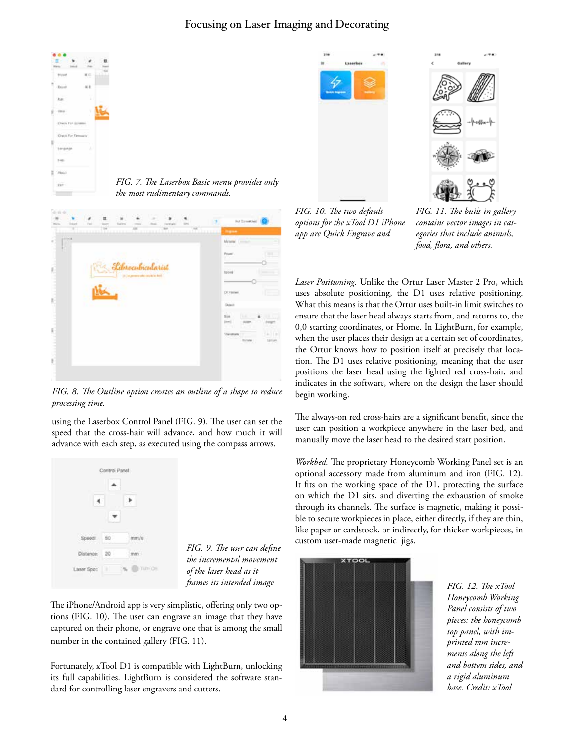*FIG. 7. The Laserbox Basic menu provides only the most rudimentary commands.*

*FIG. 8. The Outline option creates an outline of a shape to reduce processing time.*

using the Laserbox Control Panel (FIG. 9). The user can set the speed that the cross-hair will advance, and how much it will advance with each step, as executed using the compass arrows.

*FIG. 9. The user can define the incremental movement of the laser head as it frames its intended image*

The iPhone/Android app is very simplistic, offering only two options (FIG. 10). The user can engrave an image that they have captured on their phone, or engrave one that is among the small number in the contained gallery (FIG. 11).

Fortunately, xTool D1 is compatible with LightBurn, unlocking its full capabilities. LightBurn is considered the software standard for controlling laser engravers and cutters.

*FIG. 10. The two default options for the xTool D1 iPhone app are Quick Engrave and*

*FIG. 11. The built-in gallery contains vector images in categories that include animals, food, flora, and others.*

*Laser Positioning.* Unlike the Ortur Laser Master 2 Pro, which uses absolute positioning, the D1 uses relative positioning. What this means is that the Ortur uses built-in limit switches to ensure that the laser head always starts from, and returns to, the 0,0 starting coordinates, or Home. In LightBurn, for example, when the user places their design at a certain set of coordinates, the Ortur knows how to position itself at precisely that location. The D1 uses relative positioning, meaning that the user positions the laser head using the lighted red cross-hair, and indicates in the software, where on the design the laser should begin working.

The always-on red cross-hairs are a significant benefit, since the user can position a workpiece anywhere in the laser bed, and manually move the laser head to the desired start position.

*Workbed.* The proprietary Honeycomb Working Panel set is an optional accessory made from aluminum and iron (FIG. 12). It fits on the working space of the D1, protecting the surface on which the D1 sits, and diverting the exhaustion of smoke through its channels. The surface is magnetic, making it possible to secure workpieces in place, either directly, if they are thin, like paper or cardstock, or indirectly, for thicker workpieces, in custom user-made magnetic jigs.

*FIG. 12. The xTool Honeycomb Working Panel consists of two pieces: the honeycomb top panel, with imprinted mm increments along the left and bottom sides, and a rigid aluminum base. Credit: xTool*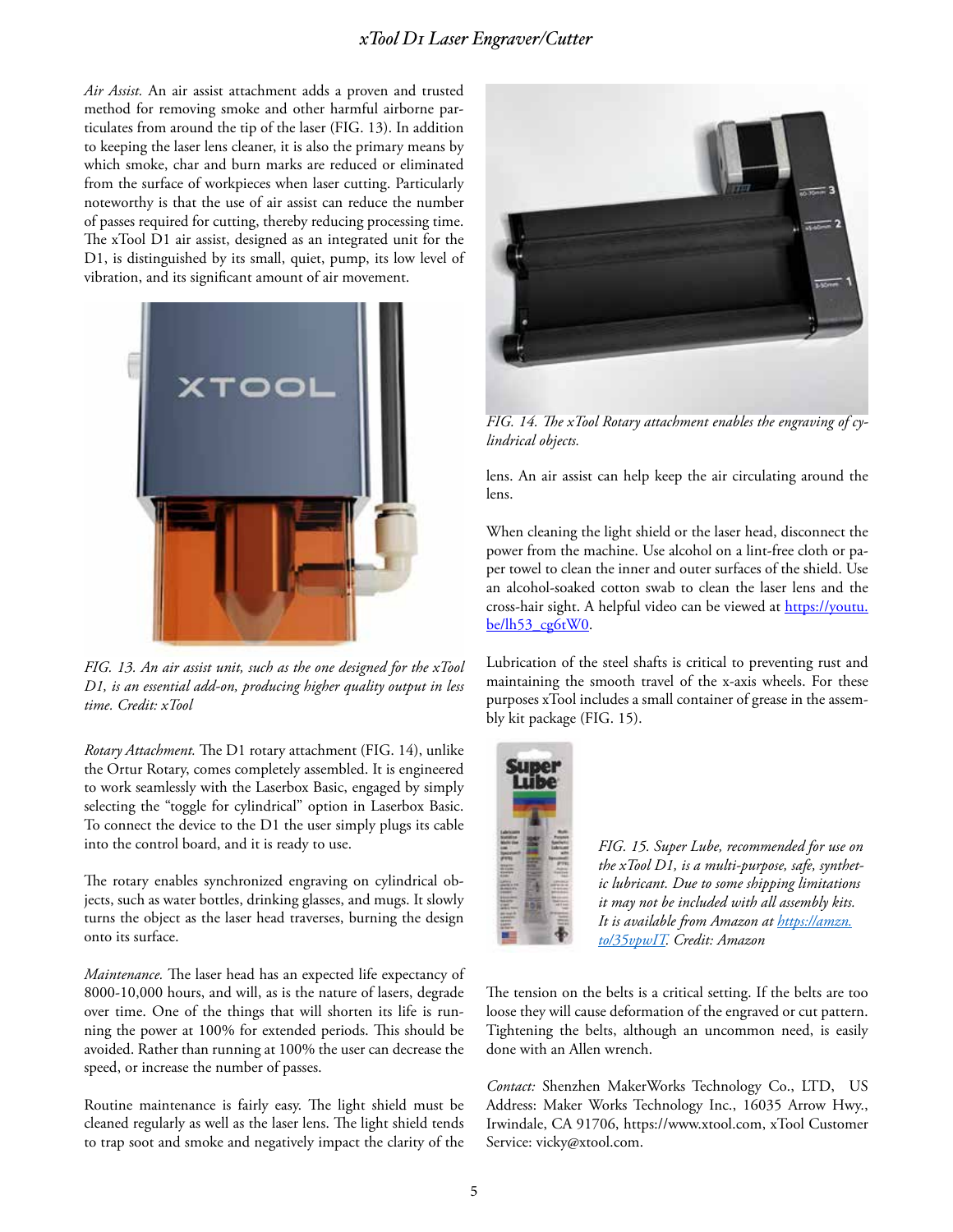*Air Assist.* An air assist attachment adds a proven and trusted method for removing smoke and other harmful airborne particulates from around the tip of the laser (FIG. 13). In addition to keeping the laser lens cleaner, it is also the primary means by which smoke, char and burn marks are reduced or eliminated from the surface of workpieces when laser cutting. Particularly noteworthy is that the use of air assist can reduce the number of passes required for cutting, thereby reducing processing time. The xTool D1 air assist, designed as an integrated unit for the D1, is distinguished by its small, quiet, pump, its low level of vibration, and its significant amount of air movement.

*FIG. 13. An air assist unit, such as the one designed for the xTool D1, is an essential add-on, producing higher quality output in less time. Credit: xTool*

*Rotary Attachment.* The D1 rotary attachment (FIG. 14), unlike the Ortur Rotary, comes completely assembled. It is engineered to work seamlessly with the Laserbox Basic, engaged by simply selecting the "toggle for cylindrical" option in Laserbox Basic. To connect the device to the D1 the user simply plugs its cable into the control board, and it is ready to use.

The rotary enables synchronized engraving on cylindrical objects, such as water bottles, drinking glasses, and mugs. It slowly turns the object as the laser head traverses, burning the design onto its surface.

*Maintenance.* The laser head has an expected life expectancy of 8000-10,000 hours, and will, as is the nature of lasers, degrade over time. One of the things that will shorten its life is running the power at 100% for extended periods. This should be avoided. Rather than running at 100% the user can decrease the speed, or increase the number of passes.

Routine maintenance is fairly easy. The light shield must be cleaned regularly as well as the laser lens. The light shield tends to trap soot and smoke and negatively impact the clarity of the lens. An air assist can help keep the air circulating around the lens.

*FIG. 14. The xTool Rotary attachment enables the engraving of cylindrical objects.*

When cleaning the light shield or the laser head, disconnect the power from the machine. Use alcohol on a lint-free cloth or paper towel to clean the inner and outer surfaces of the shield. Use an alcohol-soaked cotton swab to clean the laser lens and the cross-hair sight. A helpful video can be viewed at [https://youtu.be/lh53_cg6tW0](https://youtu.be/lh53_cg6tW0).

Lubrication of the steel shafts is critical to preventing rust and maintaining the smooth travel of the x-axis wheels. For these purposes xTool includes a small container of grease in the assembly kit package (FIG. 15).

*FIG. 15. Super Lube, recommended for use on the xTool D1, is a multi-purpose, safe, synthetic lubricant. Due to some shipping limitations it may not be included with all assembly kits. It is available from Amazon at [https://amzn.to/35vpwIT](https://amzn.to/35vpwIT). Credit: Amazon*

The tension on the belts is a critical setting. If the belts are too loose they will cause deformation of the engraved or cut pattern. Tightening the belts, although an uncommon need, is easily done with an Allen wrench.

*Contact:* Shenzhen MakerWorks Technology Co., LTD, US Address: Maker Works Technology Inc., 16035 Arrow Hwy., Irwindale, CA 91706, https://www.xtool.com, xTool Customer Service: vicky@xtool.com.